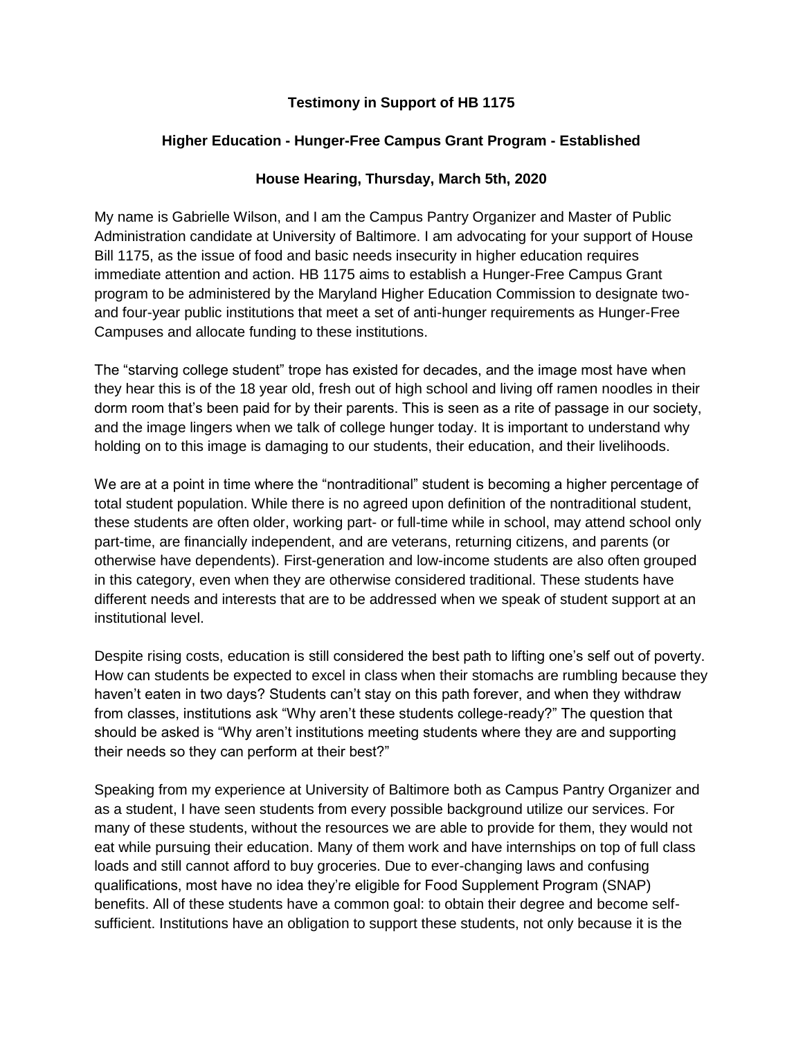**Testimony in Support of HB 1175**

**Higher Education - Hunger-Free Campus Grant Program - Established**

**House Hearing, Thursday, March 5th, 2020**

My name is Gabrielle Wilson, and I am the Campus Pantry Organizer and Master of Public Administration candidate at University of Baltimore. I am advocating for your support of House Bill 1175, as the issue of food and basic needs insecurity in higher education requires immediate attention and action. HB 1175 aims to establish a Hunger-Free Campus Grant program to be administered by the Maryland Higher Education Commission to designate two- and four-year public institutions that meet a set of anti-hunger requirements as Hunger-Free Campuses and allocate funding to these institutions.

The "starving college student" trope has existed for decades, and the image most have when they hear this is of the 18 year old, fresh out of high school and living off ramen noodles in their dorm room that's been paid for by their parents. This is seen as a rite of passage in our society, and the image lingers when we talk of college hunger today. It is important to understand why holding on to this image is damaging to our students, their education, and their livelihoods.

We are at a point in time where the "nontraditional" student is becoming a higher percentage of total student population. While there is no agreed upon definition of the nontraditional student, these students are often older, working part- or full-time while in school, may attend school only part-time, are financially independent, and are veterans, returning citizens, and parents (or otherwise have dependents). First-generation and low-income students are also often grouped in this category, even when they are otherwise considered traditional. These students have different needs and interests that are to be addressed when we speak of student support at an institutional level.

Despite rising costs, education is still considered the best path to lifting one's self out of poverty. How can students be expected to excel in class when their stomachs are rumbling because they haven't eaten in two days? Students can't stay on this path forever, and when they withdraw from classes, institutions ask "Why aren't these students college-ready?" The question that should be asked is "Why aren't institutions meeting students where they are and supporting their needs so they can perform at their best?"

Speaking from my experience at University of Baltimore both as Campus Pantry Organizer and as a student, I have seen students from every possible background utilize our services. For many of these students, without the resources we are able to provide for them, they would not eat while pursuing their education. Many of them work and have internships on top of full class loads and still cannot afford to buy groceries. Due to ever-changing laws and confusing qualifications, most have no idea they're eligible for Food Supplement Program (SNAP) benefits. All of these students have a common goal: to obtain their degree and become self-sufficient. Institutions have an obligation to support these students, not only because it is the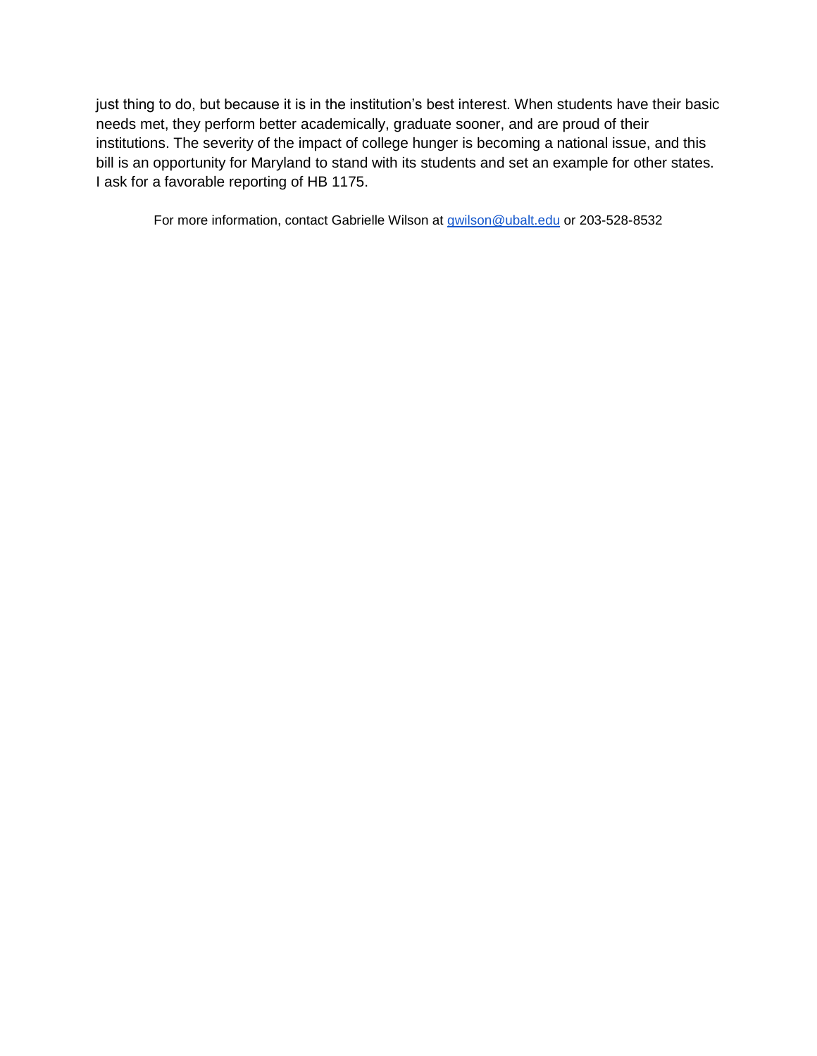just thing to do, but because it is in the institution's best interest. When students have their basic needs met, they perform better academically, graduate sooner, and are proud of their institutions. The severity of the impact of college hunger is becoming a national issue, and this bill is an opportunity for Maryland to stand with its students and set an example for other states. I ask for a favorable reporting of HB 1175.

For more information, contact Gabrielle Wilson at gwilson@ubalt.edu or 203-528-8532